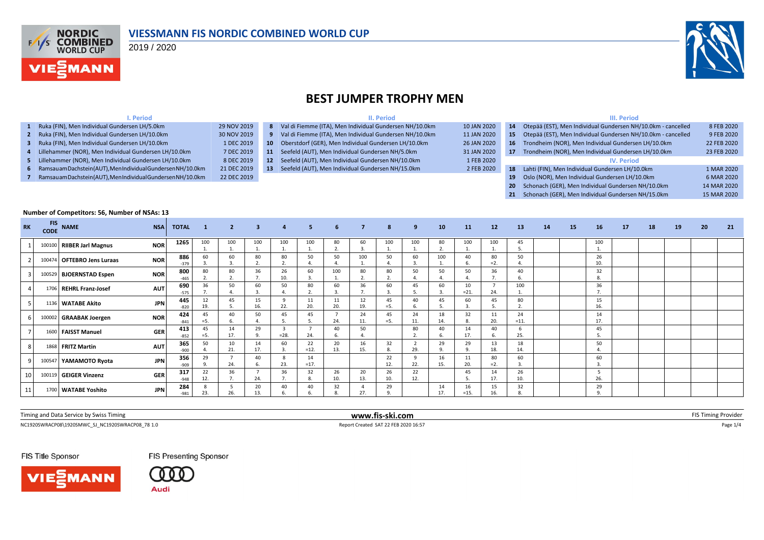# VIESSMANN FIS NORDIC COMBINED WORLD CUP

2019 / 2020

## BEST JUMPER TROPHY MEN

| | I. Period | |
|---|---|---|
| 1 | Ruka (FIN), Men Individual Gundersen LH/5.0km | 29 NOV 2019 |
| 2 | Ruka (FIN), Men Individual Gundersen LH/10.0km | 30 NOV 2019 |
| 3 | Ruka (FIN), Men Individual Gundersen LH/10.0km | 1 DEC 2019 |
| 4 | Lillehammer (NOR), Men Individual Gundersen LH/10.0km | 7 DEC 2019 |
| 5 | Lillehammer (NOR), Men Individual Gundersen LH/10.0km | 8 DEC 2019 |
| 6 | RamsauamDachstein(AUT),MenIndividualGundersenNH/10.0km | 21 DEC 2019 |
| 7 | RamsauamDachstein(AUT),MenIndividualGundersenNH/10.0km | 22 DEC 2019 |

| | II. Period | |
|---|---|---|
| 8 | Val di Fiemme (ITA), Men Individual Gundersen NH/10.0km | 10 JAN 2020 |
| 9 | Val di Fiemme (ITA), Men Individual Gundersen NH/10.0km | 11 JAN 2020 |
| 10 | Oberstdorf (GER), Men Individual Gundersen LH/10.0km | 26 JAN 2020 |
| 11 | Seefeld (AUT), Men Individual Gundersen NH/5.0km | 31 JAN 2020 |
| 12 | Seefeld (AUT), Men Individual Gundersen NH/10.0km | 1 FEB 2020 |
| 13 | Seefeld (AUT), Men Individual Gundersen NH/15.0km | 2 FEB 2020 |

| | III. Period | |
|---|---|---|
| 14 | Otepää (EST), Men Individual Gundersen NH/10.0km - cancelled | 8 FEB 2020 |
| 15 | Otepää (EST), Men Individual Gundersen NH/10.0km - cancelled | 9 FEB 2020 |
| 16 | Trondheim (NOR), Men Individual Gundersen LH/10.0km | 22 FEB 2020 |
| 17 | Trondheim (NOR), Men Individual Gundersen LH/10.0km | 23 FEB 2020 |

| | IV. Period | |
|---|---|---|
| 18 | Lahti (FIN), Men Individual Gundersen LH/10.0km | 1 MAR 2020 |
| 19 | Oslo (NOR), Men Individual Gundersen LH/10.0km | 6 MAR 2020 |
| 20 | Schonach (GER), Men Individual Gundersen NH/10.0km | 14 MAR 2020 |
| 21 | Schonach (GER), Men Individual Gundersen NH/15.0km | 15 MAR 2020 |

**Number of Competitors: 56, Number of NSAs: 13**

| RK | FIS CODE | NAME | NSA | TOTAL | 1 | 2 | 3 | 4 | 5 | 6 | 7 | 8 | 9 | 10 | 11 | 12 | 13 | 14 | 15 | 16 | 17 | 18 | 19 | 20 | 21 |
|---|---|---|---|---|---|---|---|---|---|---|---|---|---|---|---|---|---|---|---|---|---|---|---|---|---|
| 1 | 100100 | RIIBER Jarl Magnus | NOR | 1265 | 100 1. | 100 1. | 100 1. | 100 1. | 100 1. | 80 2. | 60 3. | 100 1. | 100 1. | 80 2. | 100 1. | 100 1. | 45 5. | | | 100 1. | | | | | |
| 2 | 100474 | OFTEBRO Jens Luraas | NOR | 886 -379 | 60 3. | 60 3. | 80 2. | 80 2. | 50 4. | 50 4. | 100 1. | 50 4. | 60 3. | 100 1. | 40 6. | 80 =2. | 50 4. | | | 26 10. | | | | | |
| 3 | 100529 | BJOERNSTAD Espen | NOR | 800 -465 | 80 2. | 80 2. | 36 7. | 26 10. | 60 3. | 100 1. | 80 2. | 80 2. | 50 4. | 50 4. | 50 4. | 36 7. | 40 6. | | | 32 8. | | | | | |
| 4 | 1706 | REHRL Franz-Josef | AUT | 690 -575 | 36 7. | 50 4. | 60 3. | 50 4. | 80 2. | 60 3. | 36 7. | 60 3. | 45 5. | 60 3. | 10 =21. | 7 24. | 100 1. | | | 36 7. | | | | | |
| 5 | 1136 | WATABE Akito | JPN | 445 -820 | 12 19. | 45 5. | 15 16. | 9 22. | 11 20. | 11 20. | 12 19. | 45 =5. | 40 6. | 45 5. | 60 3. | 45 5. | 80 2. | | | 15 16. | | | | | |
| 6 | 100002 | GRAABAK Joergen | NOR | 424 -841 | 45 =5. | 40 6. | 50 4. | 45 5. | 45 5. | 7 24. | 24 11. | 45 =5. | 24 11. | 18 14. | 32 8. | 11 20. | 24 =11. | | | 14 17. | | | | | |
| 7 | 1600 | FAISST Manuel | GER | 413 -852 | 45 =5. | 14 17. | 29 9. | 3 =28. | 7 24. | 40 6. | 50 4. | | 80 2. | 40 6. | 14 17. | 40 6. | 6 25. | | | 45 5. | | | | | |
| 8 | 1868 | FRITZ Martin | AUT | 365 -900 | 50 4. | 10 21. | 14 17. | 60 3. | 22 =12. | 20 13. | 16 15. | 32 8. | 2 29. | 29 9. | 29 9. | 13 18. | 18 14. | | | 50 4. | | | | | |
| 9 | 100547 | YAMAMOTO Ryota | JPN | 356 -909 | 29 9. | 7 24. | 40 6. | 8 23. | 14 =17. | | | 22 12. | 9 22. | 16 15. | 11 20. | 80 =2. | 60 3. | | | 60 3. | | | | | |
| 10 | 100119 | GEIGER Vinzenz | GER | 317 -948 | 22 12. | 36 7. | 7 24. | 36 7. | 32 8. | 26 10. | 20 13. | 26 10. | 22 12. | | 45 5. | 14 17. | 26 10. | | | 5 26. | | | | | |
| 11 | 1700 | WATABE Yoshito | JPN | 284 -981 | 8 23. | 5 26. | 20 13. | 40 6. | 40 6. | 32 8. | 4 27. | 29 9. | | 14 17. | 16 =15. | 15 16. | 32 8. | | | 29 9. | | | | | |

Timing and Data Service by Swiss Timing — www.fis-ski.com — FIS Timing Provider

NC1920SWRACP08\1920SMWC_SJ_NC1920SWRACP08_78 1.0 — Report Created SAT 22 FEB 2020 16:57

FIS Title Sponsor: VIESSMANN — FIS Presenting Sponsor: Audi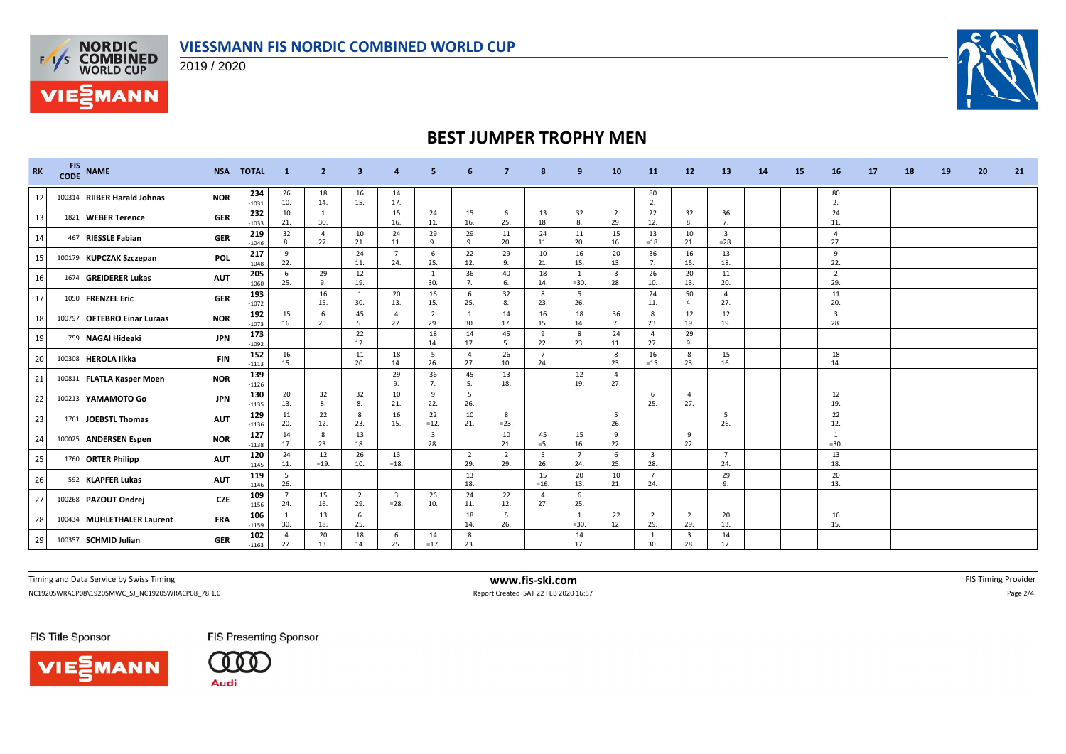# VIESSMANN FIS NORDIC COMBINED WORLD CUP

2019 / 2020

## BEST JUMPER TROPHY MEN

| RK | FIS CODE | NAME | NSA | TOTAL | 1 | 2 | 3 | 4 | 5 | 6 | 7 | 8 | 9 | 10 | 11 | 12 | 13 | 14 | 15 | 16 | 17 | 18 | 19 | 20 | 21 |
|---|---|---|---|---|---|---|---|---|---|---|---|---|---|---|---|---|---|---|---|---|---|---|---|---|---|
| 12 | 100314 | RIIBER Harald Johnas | NOR | 234<br>-1031 | 26<br>10. | 18<br>14. | 16<br>15. | 14<br>17. | | | | | | | 80<br>2. | | | | | 80<br>2. | | | | | |
| 13 | 1821 | WEBER Terence | GER | 232<br>-1033 | 10<br>21. | 1<br>30. | | 15<br>16. | 24<br>11. | 15<br>16. | 6<br>25. | 13<br>18. | 32<br>8. | 2<br>29. | 22<br>12. | 32<br>8. | 36<br>7. | | | 24<br>11. | | | | | |
| 14 | 467 | RIESSLE Fabian | GER | 219<br>-1046 | 32<br>8. | 4<br>27. | 10<br>21. | 24<br>11. | 29<br>9. | 29<br>9. | 11<br>20. | 24<br>11. | 11<br>20. | 15<br>16. | 13<br>=18. | 10<br>21. | 3<br>=28. | | | 4<br>27. | | | | | |
| 15 | 100179 | KUPCZAK Szczepan | POL | 217<br>-1048 | 9<br>22. | | 24<br>11. | 7<br>24. | 6<br>25. | 22<br>12. | 29<br>9. | 10<br>21. | 16<br>15. | 20<br>13. | 36<br>7. | 16<br>15. | 13<br>18. | | | 9<br>22. | | | | | |
| 16 | 1674 | GREIDERER Lukas | AUT | 205<br>-1060 | 6<br>25. | 29<br>9. | 12<br>19. | | 1<br>30. | 36<br>7. | 40<br>6. | 18<br>14. | 1<br>=30. | 3<br>28. | 26<br>10. | 20<br>13. | 11<br>20. | | | 2<br>29. | | | | | |
| 17 | 1050 | FRENZEL Eric | GER | 193<br>-1072 | | 16<br>15. | 1<br>30. | 20<br>13. | 16<br>15. | 6<br>25. | 32<br>8. | 8<br>23. | 5<br>26. | | 24<br>11. | 50<br>4. | 4<br>27. | | | 11<br>20. | | | | | |
| 18 | 100797 | OFTEBRO Einar Luraas | NOR | 192<br>-1073 | 15<br>16. | 6<br>25. | 45<br>5. | 4<br>27. | 2<br>29. | 1<br>30. | 14<br>17. | 16<br>15. | 18<br>14. | 36<br>7. | 8<br>23. | 12<br>19. | 12<br>19. | | | 3<br>28. | | | | | |
| 19 | 759 | NAGAI Hideaki | JPN | 173<br>-1092 | | | 22<br>12. | | 18<br>14. | 14<br>17. | 45<br>5. | 9<br>22. | 8<br>23. | 24<br>11. | 4<br>27. | 29<br>9. | | | | | | | | | |
| 20 | 100308 | HEROLA Ilkka | FIN | 152<br>-1113 | 16<br>15. | | 11<br>20. | 18<br>14. | 5<br>26. | 4<br>27. | 26<br>10. | 7<br>24. | | 8<br>23. | 16<br>=15. | 8<br>23. | 15<br>16. | | | 18<br>14. | | | | | |
| 21 | 100811 | FLATLA Kasper Moen | NOR | 139<br>-1126 | | | | 29<br>9. | 36<br>7. | 45<br>5. | 13<br>18. | | 12<br>19. | 4<br>27. | | | | | | | | | | | |
| 22 | 100213 | YAMAMOTO Go | JPN | 130<br>-1135 | 20<br>13. | 32<br>8. | 32<br>8. | 10<br>21. | 9<br>22. | 5<br>26. | | | | | 6<br>25. | 4<br>27. | | | | 12<br>19. | | | | | |
| 23 | 1761 | JOEBSTL Thomas | AUT | 129<br>-1136 | 11<br>20. | 22<br>12. | 8<br>23. | 16<br>15. | 22<br>=12. | 10<br>21. | 8<br>=23. | | | 5<br>26. | | | 5<br>26. | | | 22<br>12. | | | | | |
| 24 | 100025 | ANDERSEN Espen | NOR | 127<br>-1138 | 14<br>17. | 8<br>23. | 13<br>18. | | 3<br>28. | | 10<br>21. | 45<br>=5. | 15<br>16. | 9<br>22. | | 9<br>22. | | | | 1<br>=30. | | | | | |
| 25 | 1760 | ORTER Philipp | AUT | 120<br>-1145 | 24<br>11. | 12<br>=19. | 26<br>10. | 13<br>=18. | | 2<br>29. | 2<br>29. | 5<br>26. | 7<br>24. | 6<br>25. | 3<br>28. | | 7<br>24. | | | 13<br>18. | | | | | |
| 26 | 592 | KLAPFER Lukas | AUT | 119<br>-1146 | 5<br>26. | | | | | 13<br>18. | | 15<br>=16. | 20<br>13. | 10<br>21. | 7<br>24. | | 29<br>9. | | | 20<br>13. | | | | | |
| 27 | 100268 | PAZOUT Ondrej | CZE | 109<br>-1156 | 7<br>24. | 15<br>16. | 2<br>29. | 3<br>=28. | 26<br>10. | 24<br>11. | 22<br>12. | 4<br>27. | 6<br>25. | | | | | | | | | | | | |
| 28 | 100434 | MUHLETHALER Laurent | FRA | 106<br>-1159 | 1<br>30. | 13<br>18. | 6<br>25. | | | 18<br>14. | 5<br>26. | | 1<br>=30. | 22<br>12. | 2<br>29. | 2<br>29. | 20<br>13. | | | 16<br>15. | | | | | |
| 29 | 100357 | SCHMID Julian | GER | 102<br>-1163 | 4<br>27. | 20<br>13. | 18<br>14. | 6<br>25. | 14<br>=17. | 8<br>23. | | | 14<br>17. | | 1<br>30. | 3<br>28. | 14<br>17. | | | | | | | | |

Timing and Data Service by Swiss Timing | www.fis-ski.com | FIS Timing Provider

NC1920SWRACP08\1920SMWC_SJ_NC1920SWRACP08_78 1.0 | Report Created SAT 22 FEB 2020 16:57

FIS Title Sponsor: VIESSMANN | FIS Presenting Sponsor: Audi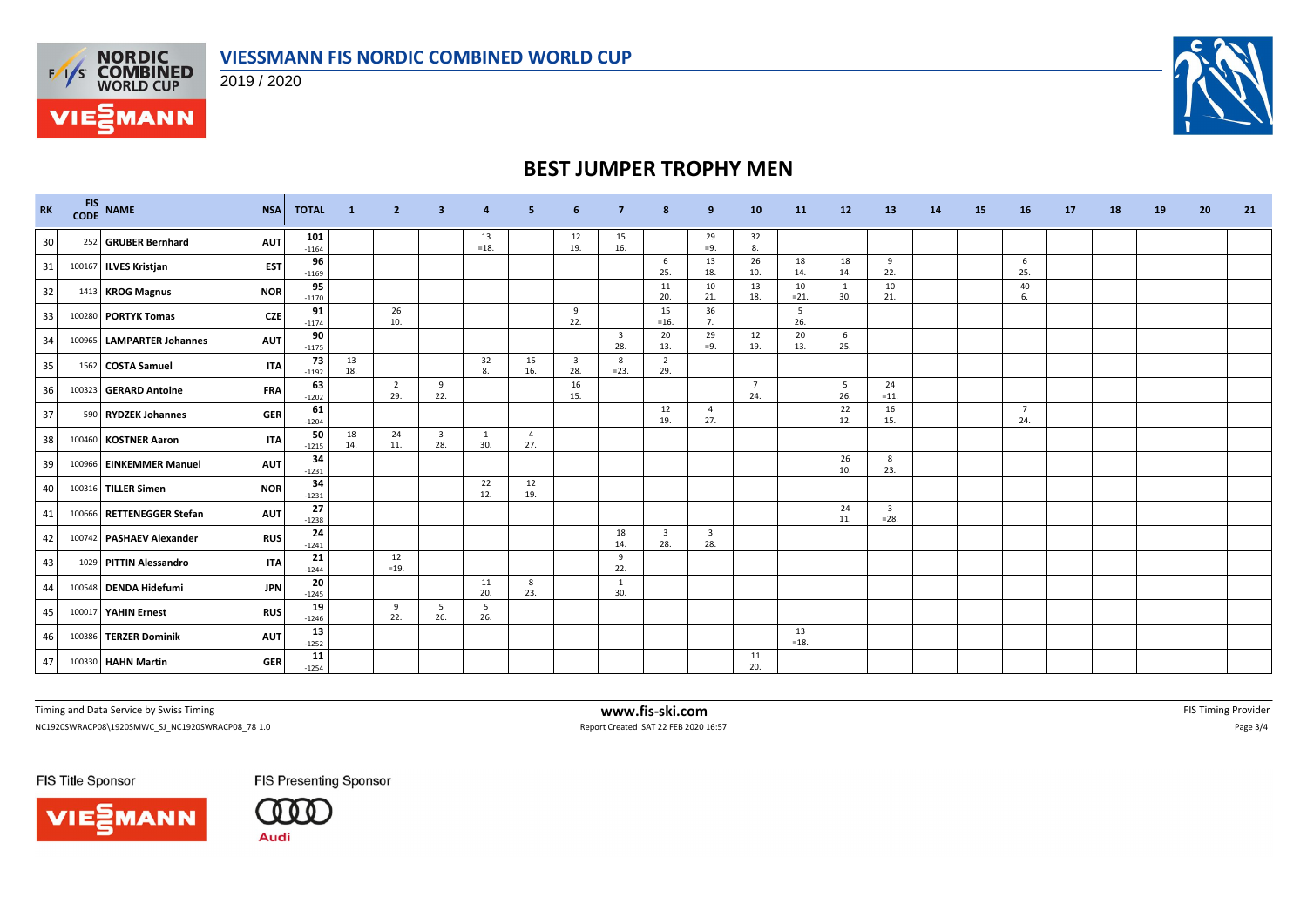# VIESSMANN FIS NORDIC COMBINED WORLD CUP

2019 / 2020

## BEST JUMPER TROPHY MEN

| RK | FIS CODE | NAME | NSA | TOTAL | 1 | 2 | 3 | 4 | 5 | 6 | 7 | 8 | 9 | 10 | 11 | 12 | 13 | 14 | 15 | 16 | 17 | 18 | 19 | 20 | 21 |
|---|---|---|---|---|---|---|---|---|---|---|---|---|---|---|---|---|---|---|---|---|---|---|---|---|---|
| 30 | 252 | **GRUBER Bernhard** | AUT | 101 -1164 | | | | 13 =18. | | 12 19. | 15 16. | | 29 =9. | 32 8. | | | | | | | | | | | |
| 31 | 100167 | **ILVES Kristjan** | EST | 96 -1169 | | | | | | | | 6 25. | 13 18. | 26 10. | 18 14. | 18 14. | 9 22. | | | 6 25. | | | | | |
| 32 | 1413 | **KROG Magnus** | NOR | 95 -1170 | | | | | | | | 11 20. | 10 21. | 13 18. | 10 =21. | 1 30. | 10 21. | | | 40 6. | | | | | |
| 33 | 100280 | **PORTYK Tomas** | CZE | 91 -1174 | | 26 10. | | | | 9 22. | | 15 =16. | 36 7. | | 5 26. | | | | | | | | | | |
| 34 | 100965 | **LAMPARTER Johannes** | AUT | 90 -1175 | | | | | | | 3 28. | 20 13. | 29 =9. | 12 19. | 20 13. | 6 25. | | | | | | | | | |
| 35 | 1562 | **COSTA Samuel** | ITA | 73 -1192 | 13 18. | | | 32 8. | 15 16. | 3 28. | 8 =23. | 2 29. | | | | | | | | | | | | | |
| 36 | 100323 | **GERARD Antoine** | FRA | 63 -1202 | | 2 29. | 9 22. | | | 16 15. | | | | 7 24. | | 5 26. | 24 =11. | | | | | | | | |
| 37 | 590 | **RYDZEK Johannes** | GER | 61 -1204 | | | | | | | | 12 19. | 4 27. | | | 22 12. | 16 15. | | | 7 24. | | | | | |
| 38 | 100460 | **KOSTNER Aaron** | ITA | 50 -1215 | 18 14. | 24 11. | 3 28. | 1 30. | 4 27. | | | | | | | | | | | | | | | | |
| 39 | 100966 | **EINKEMMER Manuel** | AUT | 34 -1231 | | | | | | | | | | | | 26 10. | 8 23. | | | | | | | | |
| 40 | 100316 | **TILLER Simen** | NOR | 34 -1231 | | | | 22 12. | 12 19. | | | | | | | | | | | | | | | | |
| 41 | 100666 | **RETTENEGGER Stefan** | AUT | 27 -1238 | | | | | | | | | | | | 24 11. | 3 =28. | | | | | | | | |
| 42 | 100742 | **PASHAEV Alexander** | RUS | 24 -1241 | | | | | | | 18 14. | 3 28. | 3 28. | | | | | | | | | | | | |
| 43 | 1029 | **PITTIN Alessandro** | ITA | 21 -1244 | | 12 =19. | | | | | 9 22. | | | | | | | | | | | | | | |
| 44 | 100548 | **DENDA Hidefumi** | JPN | 20 -1245 | | | | 11 20. | 8 23. | | 1 30. | | | | | | | | | | | | | | |
| 45 | 100017 | **YAHIN Ernest** | RUS | 19 -1246 | | 9 22. | 5 26. | 5 26. | | | | | | | | | | | | | | | | | |
| 46 | 100386 | **TERZER Dominik** | AUT | 13 -1252 | | | | | | | | | | | 13 =18. | | | | | | | | | | |
| 47 | 100330 | **HAHN Martin** | GER | 11 -1254 | | | | | | | | | | 11 20. | | | | | | | | | | | |

Timing and Data Service by Swiss Timing — www.fis-ski.com — FIS Timing Provider

NC1920SWRACP08\1920SMWC_SJ_NC1920SWRACP08_78 1.0 — Report Created SAT 22 FEB 2020 16:57

FIS Title Sponsor: VIESSMANN — FIS Presenting Sponsor: Audi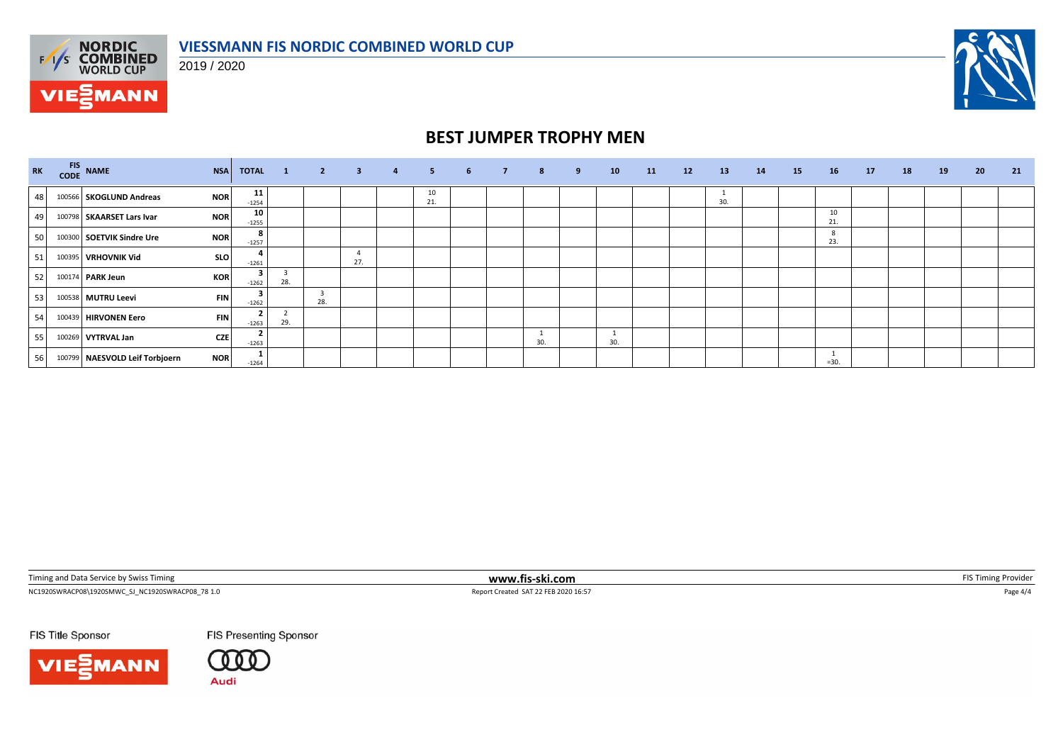# VIESSMANN FIS NORDIC COMBINED WORLD CUP

2019 / 2020

## BEST JUMPER TROPHY MEN

| RK | FIS CODE | NAME | NSA | TOTAL | 1 | 2 | 3 | 4 | 5 | 6 | 7 | 8 | 9 | 10 | 11 | 12 | 13 | 14 | 15 | 16 | 17 | 18 | 19 | 20 | 21 |
|---|---|---|---|---|---|---|---|---|---|---|---|---|---|---|---|---|---|---|---|---|---|---|---|---|---|
| 48 | 100566 | SKOGLUND Andreas | NOR | 11 -1254 | | | | | 10 21. | | | | | | | | 1 30. | | | | | | | | |
| 49 | 100798 | SKAARSET Lars Ivar | NOR | 10 -1255 | | | | | | | | | | | | | | | | 10 21. | | | | | |
| 50 | 100300 | SOETVIK Sindre Ure | NOR | 8 -1257 | | | | | | | | | | | | | | | | 8 23. | | | | | |
| 51 | 100395 | VRHOVNIK Vid | SLO | 4 -1261 | | | 4 27. | | | | | | | | | | | | | | | | | | |
| 52 | 100174 | PARK Jeun | KOR | 3 -1262 | 3 28. | | | | | | | | | | | | | | | | | | | | |
| 53 | 100538 | MUTRU Leevi | FIN | 3 -1262 | | 3 28. | | | | | | | | | | | | | | | | | | | |
| 54 | 100439 | HIRVONEN Eero | FIN | 2 -1263 | 2 29. | | | | | | | | | | | | | | | | | | | | |
| 55 | 100269 | VYTRVAL Jan | CZE | 2 -1263 | | | | | | | | 1 30. | | 1 30. | | | | | | | | | | | |
| 56 | 100799 | NAESVOLD Leif Torbjoern | NOR | 1 -1264 | | | | | | | | | | | | | | | | 1 =30. | | | | | |

Timing and Data Service by Swiss Timing

www.fis-ski.com

FIS Timing Provider

NC1920SWRACP08\1920SMWC_SJ_NC1920SWRACP08_78 1.0

Report Created SAT 22 FEB 2020 16:57

FIS Title Sponsor

FIS Presenting Sponsor

Audi